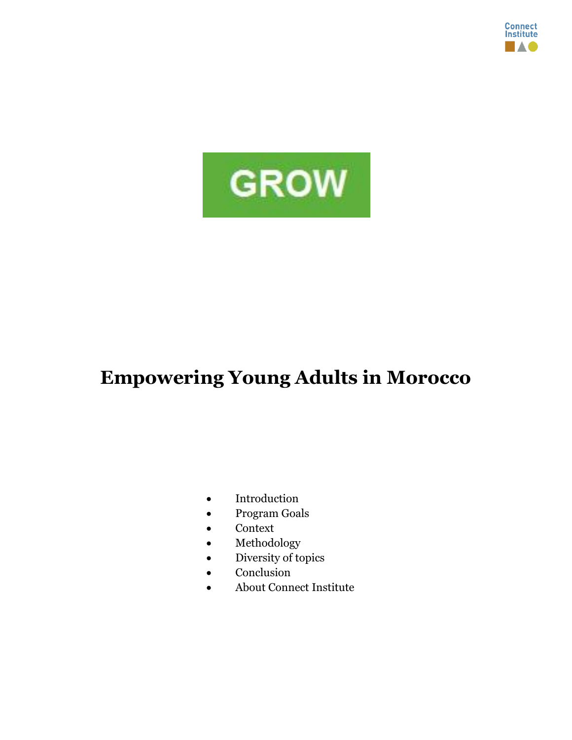Connect Institute

GROW

# Empowering Young Adults in Morocco

- Introduction
- Program Goals
- Context
- Methodology
- Diversity of topics
- Conclusion
- About Connect Institute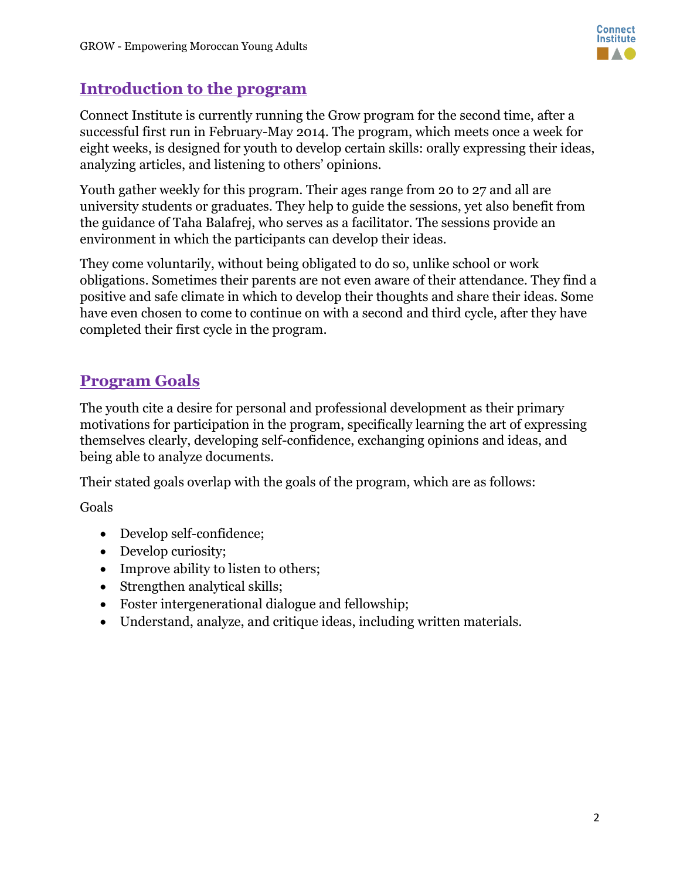## Introduction to the program

Connect Institute is currently running the Grow program for the second time, after a successful first run in February-May 2014. The program, which meets once a week for eight weeks, is designed for youth to develop certain skills: orally expressing their ideas, analyzing articles, and listening to others' opinions.

Youth gather weekly for this program. Their ages range from 20 to 27 and all are university students or graduates. They help to guide the sessions, yet also benefit from the guidance of Taha Balafrej, who serves as a facilitator. The sessions provide an environment in which the participants can develop their ideas.

They come voluntarily, without being obligated to do so, unlike school or work obligations. Sometimes their parents are not even aware of their attendance. They find a positive and safe climate in which to develop their thoughts and share their ideas. Some have even chosen to come to continue on with a second and third cycle, after they have completed their first cycle in the program.

## Program Goals

The youth cite a desire for personal and professional development as their primary motivations for participation in the program, specifically learning the art of expressing themselves clearly, developing self-confidence, exchanging opinions and ideas, and being able to analyze documents.

Their stated goals overlap with the goals of the program, which are as follows:

Goals

- Develop self-confidence;
- Develop curiosity;
- Improve ability to listen to others;
- Strengthen analytical skills;
- Foster intergenerational dialogue and fellowship;
- Understand, analyze, and critique ideas, including written materials.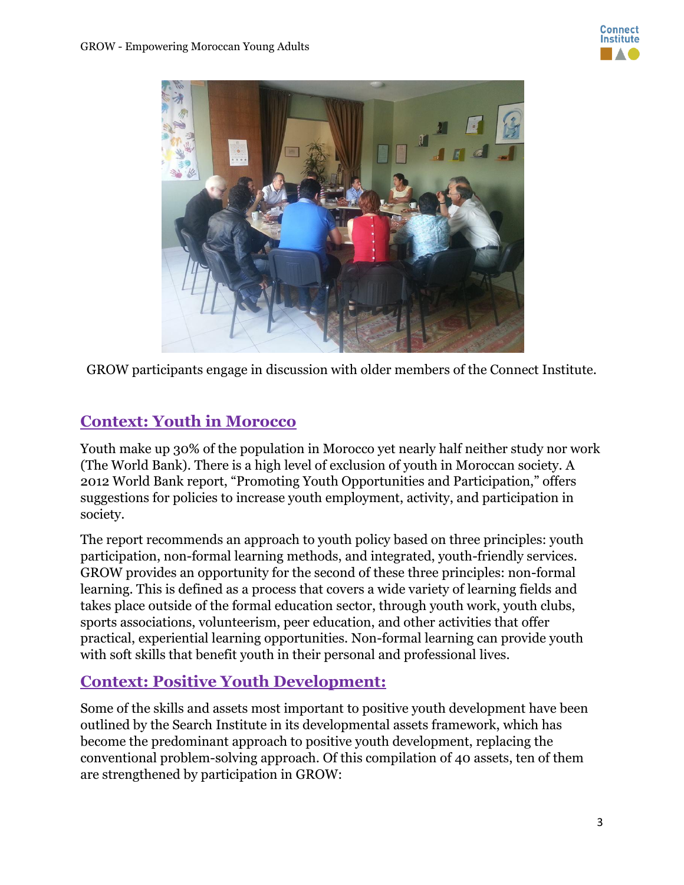GROW participants engage in discussion with older members of the Connect Institute.

## Context: Youth in Morocco

Youth make up 30% of the population in Morocco yet nearly half neither study nor work (The World Bank). There is a high level of exclusion of youth in Moroccan society. A 2012 World Bank report, "Promoting Youth Opportunities and Participation," offers suggestions for policies to increase youth employment, activity, and participation in society.

The report recommends an approach to youth policy based on three principles: youth participation, non-formal learning methods, and integrated, youth-friendly services. GROW provides an opportunity for the second of these three principles: non-formal learning. This is defined as a process that covers a wide variety of learning fields and takes place outside of the formal education sector, through youth work, youth clubs, sports associations, volunteerism, peer education, and other activities that offer practical, experiential learning opportunities. Non-formal learning can provide youth with soft skills that benefit youth in their personal and professional lives.

## Context: Positive Youth Development:

Some of the skills and assets most important to positive youth development have been outlined by the Search Institute in its developmental assets framework, which has become the predominant approach to positive youth development, replacing the conventional problem-solving approach. Of this compilation of 40 assets, ten of them are strengthened by participation in GROW: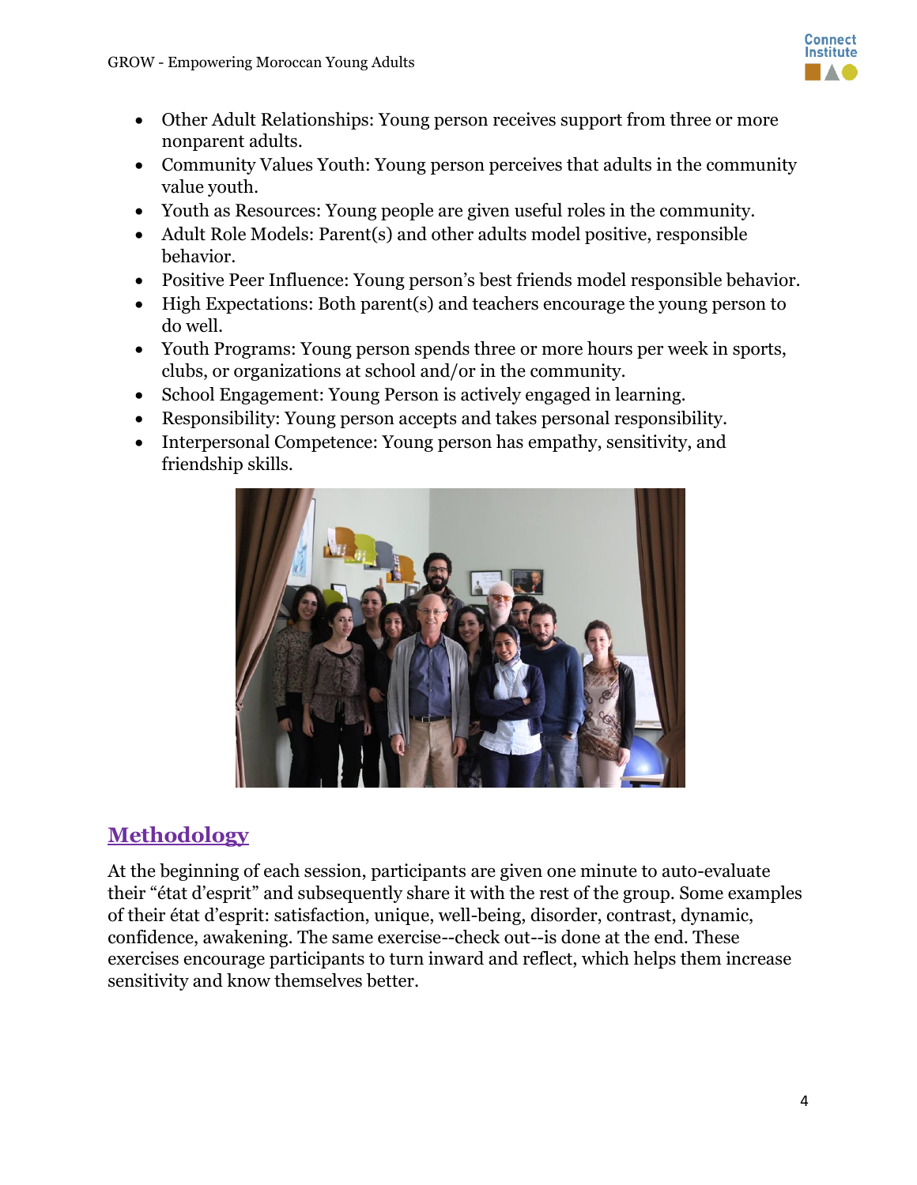- Other Adult Relationships: Young person receives support from three or more nonparent adults.
- Community Values Youth: Young person perceives that adults in the community value youth.
- Youth as Resources: Young people are given useful roles in the community.
- Adult Role Models: Parent(s) and other adults model positive, responsible behavior.
- Positive Peer Influence: Young person's best friends model responsible behavior.
- High Expectations: Both parent(s) and teachers encourage the young person to do well.
- Youth Programs: Young person spends three or more hours per week in sports, clubs, or organizations at school and/or in the community.
- School Engagement: Young Person is actively engaged in learning.
- Responsibility: Young person accepts and takes personal responsibility.
- Interpersonal Competence: Young person has empathy, sensitivity, and friendship skills.

## Methodology

At the beginning of each session, participants are given one minute to auto-evaluate their "état d'esprit" and subsequently share it with the rest of the group. Some examples of their état d'esprit: satisfaction, unique, well-being, disorder, contrast, dynamic, confidence, awakening. The same exercise--check out--is done at the end. These exercises encourage participants to turn inward and reflect, which helps them increase sensitivity and know themselves better.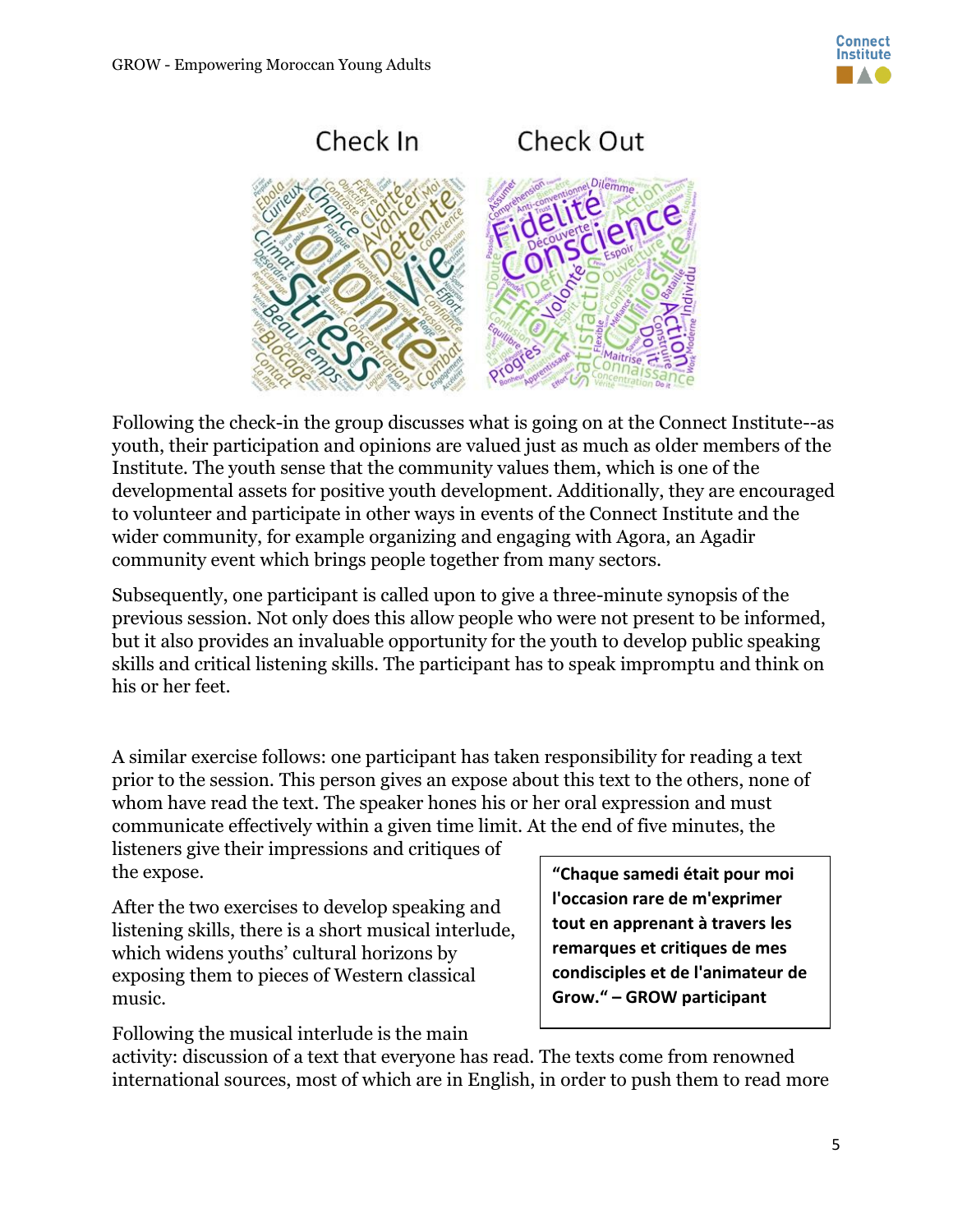Check In          Check Out

Following the check-in the group discusses what is going on at the Connect Institute--as youth, their participation and opinions are valued just as much as older members of the Institute. The youth sense that the community values them, which is one of the developmental assets for positive youth development. Additionally, they are encouraged to volunteer and participate in other ways in events of the Connect Institute and the wider community, for example organizing and engaging with Agora, an Agadir community event which brings people together from many sectors.

Subsequently, one participant is called upon to give a three-minute synopsis of the previous session. Not only does this allow people who were not present to be informed, but it also provides an invaluable opportunity for the youth to develop public speaking skills and critical listening skills. The participant has to speak impromptu and think on his or her feet.

A similar exercise follows: one participant has taken responsibility for reading a text prior to the session. This person gives an expose about this text to the others, none of whom have read the text. The speaker hones his or her oral expression and must communicate effectively within a given time limit. At the end of five minutes, the listeners give their impressions and critiques of the expose.

> **"Chaque samedi était pour moi l'occasion rare de m'exprimer tout en apprenant à travers les remarques et critiques de mes condisciples et de l'animateur de Grow." – GROW participant**

After the two exercises to develop speaking and listening skills, there is a short musical interlude, which widens youths' cultural horizons by exposing them to pieces of Western classical music.

Following the musical interlude is the main activity: discussion of a text that everyone has read. The texts come from renowned international sources, most of which are in English, in order to push them to read more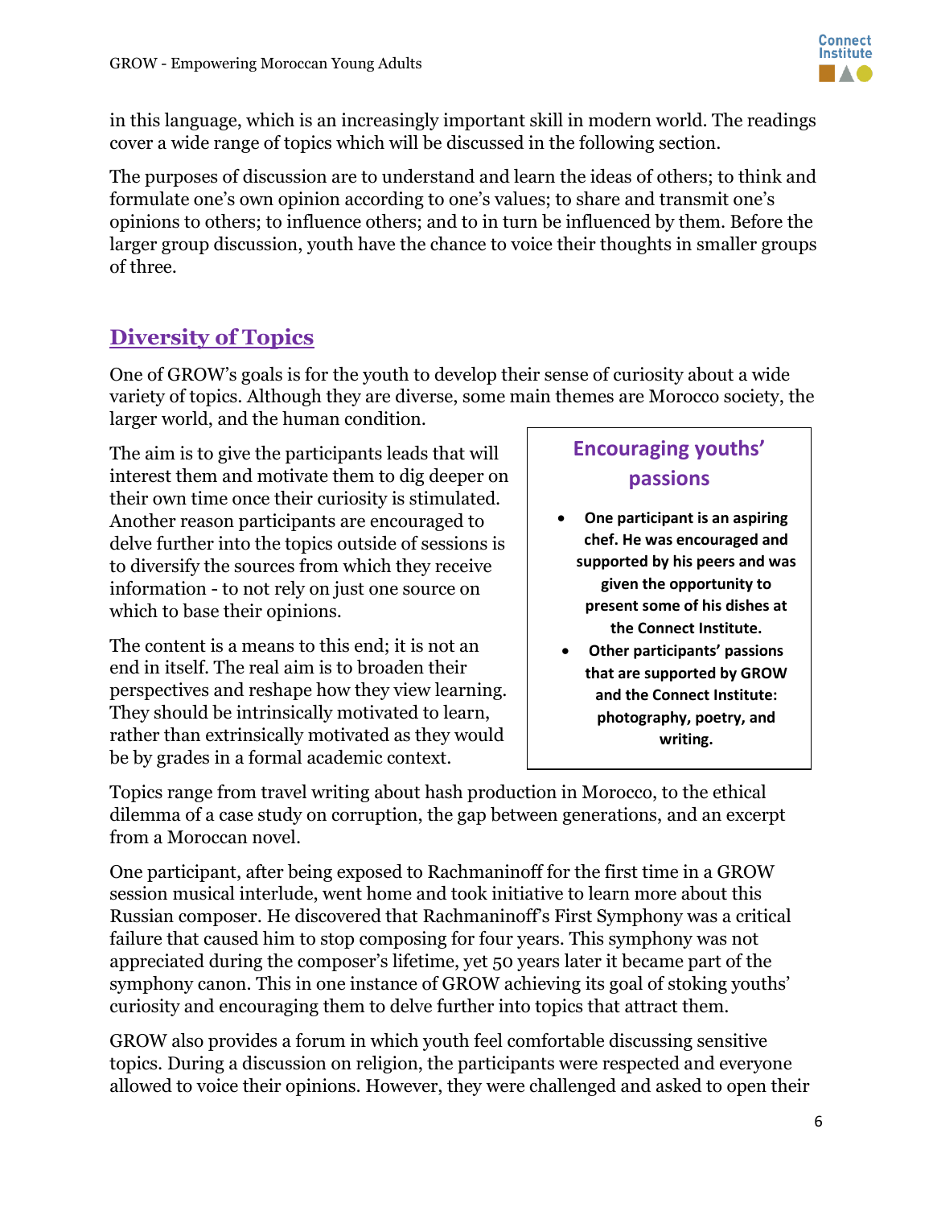in this language, which is an increasingly important skill in modern world. The readings cover a wide range of topics which will be discussed in the following section.

The purposes of discussion are to understand and learn the ideas of others; to think and formulate one's own opinion according to one's values; to share and transmit one's opinions to others; to influence others; and to in turn be influenced by them. Before the larger group discussion, youth have the chance to voice their thoughts in smaller groups of three.

## Diversity of Topics

One of GROW's goals is for the youth to develop their sense of curiosity about a wide variety of topics. Although they are diverse, some main themes are Morocco society, the larger world, and the human condition.

The aim is to give the participants leads that will interest them and motivate them to dig deeper on their own time once their curiosity is stimulated. Another reason participants are encouraged to delve further into the topics outside of sessions is to diversify the sources from which they receive information - to not rely on just one source on which to base their opinions.

The content is a means to this end; it is not an end in itself. The real aim is to broaden their perspectives and reshape how they view learning. They should be intrinsically motivated to learn, rather than extrinsically motivated as they would be by grades in a formal academic context.

### Encouraging youths' passions

- **One participant is an aspiring chef. He was encouraged and supported by his peers and was given the opportunity to present some of his dishes at the Connect Institute.**
- **Other participants' passions that are supported by GROW and the Connect Institute: photography, poetry, and writing.**

Topics range from travel writing about hash production in Morocco, to the ethical dilemma of a case study on corruption, the gap between generations, and an excerpt from a Moroccan novel.

One participant, after being exposed to Rachmaninoff for the first time in a GROW session musical interlude, went home and took initiative to learn more about this Russian composer. He discovered that Rachmaninoff's First Symphony was a critical failure that caused him to stop composing for four years. This symphony was not appreciated during the composer's lifetime, yet 50 years later it became part of the symphony canon. This in one instance of GROW achieving its goal of stoking youths' curiosity and encouraging them to delve further into topics that attract them.

GROW also provides a forum in which youth feel comfortable discussing sensitive topics. During a discussion on religion, the participants were respected and everyone allowed to voice their opinions. However, they were challenged and asked to open their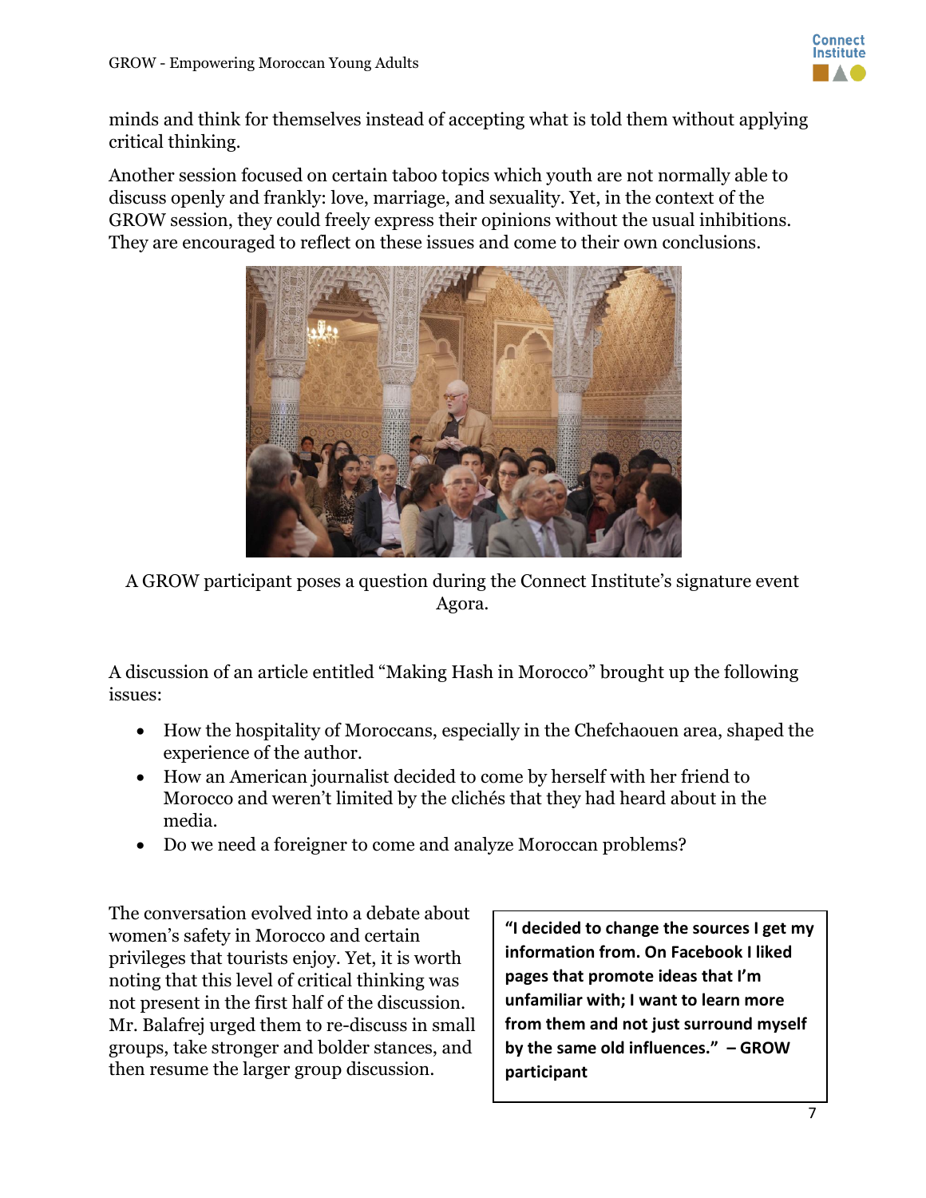minds and think for themselves instead of accepting what is told them without applying critical thinking.

Another session focused on certain taboo topics which youth are not normally able to discuss openly and frankly: love, marriage, and sexuality. Yet, in the context of the GROW session, they could freely express their opinions without the usual inhibitions. They are encouraged to reflect on these issues and come to their own conclusions.

A GROW participant poses a question during the Connect Institute's signature event Agora.

A discussion of an article entitled "Making Hash in Morocco" brought up the following issues:

- How the hospitality of Moroccans, especially in the Chefchaouen area, shaped the experience of the author.
- How an American journalist decided to come by herself with her friend to Morocco and weren't limited by the clichés that they had heard about in the media.
- Do we need a foreigner to come and analyze Moroccan problems?

The conversation evolved into a debate about women's safety in Morocco and certain privileges that tourists enjoy. Yet, it is worth noting that this level of critical thinking was not present in the first half of the discussion. Mr. Balafrej urged them to re-discuss in small groups, take stronger and bolder stances, and then resume the larger group discussion.

> **"I decided to change the sources I get my information from. On Facebook I liked pages that promote ideas that I'm unfamiliar with; I want to learn more from them and not just surround myself by the same old influences." – GROW participant**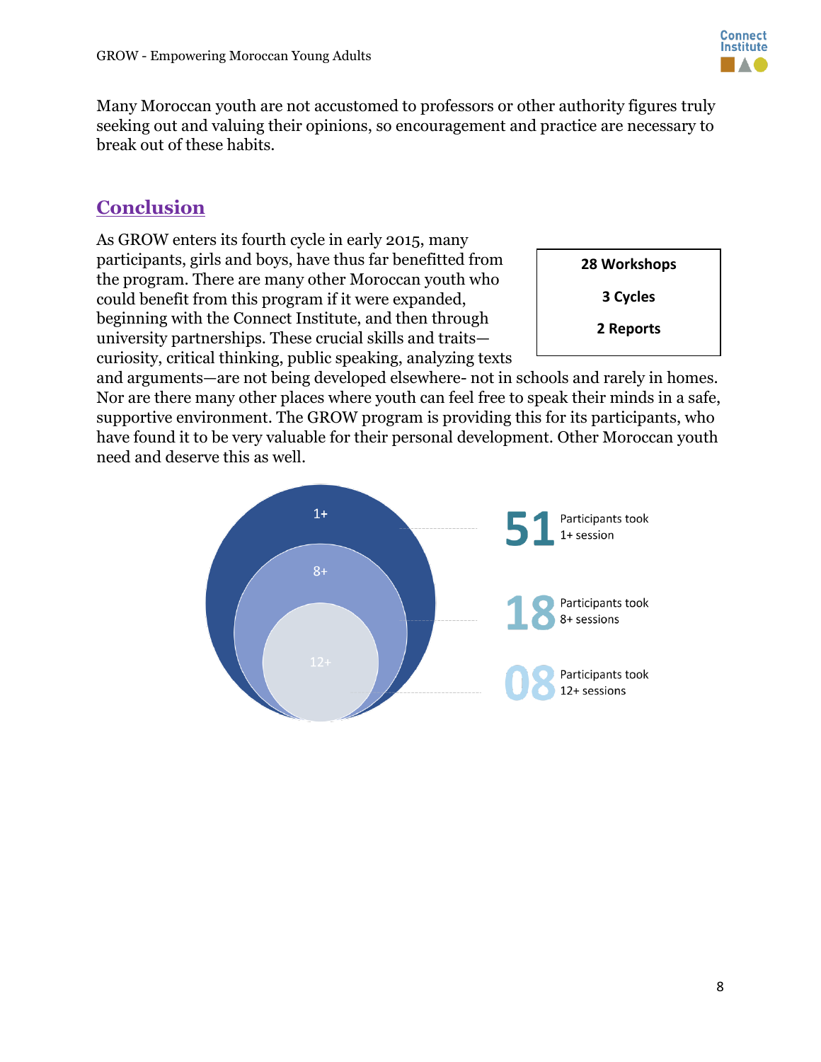Many Moroccan youth are not accustomed to professors or other authority figures truly seeking out and valuing their opinions, so encouragement and practice are necessary to break out of these habits.

## Conclusion

As GROW enters its fourth cycle in early 2015, many participants, girls and boys, have thus far benefitted from the program. There are many other Moroccan youth who could benefit from this program if it were expanded, beginning with the Connect Institute, and then through university partnerships. These crucial skills and traits—curiosity, critical thinking, public speaking, analyzing texts and arguments—are not being developed elsewhere- not in schools and rarely in homes. Nor are there many other places where youth can feel free to speak their minds in a safe, supportive environment. The GROW program is providing this for its participants, who have found it to be very valuable for their personal development. Other Moroccan youth need and deserve this as well.

**28 Workshops**

**3 Cycles**

**2 Reports**

1+

8+

12+

**51** Participants took 1+ session

**18** Participants took 8+ sessions

**08** Participants took 12+ sessions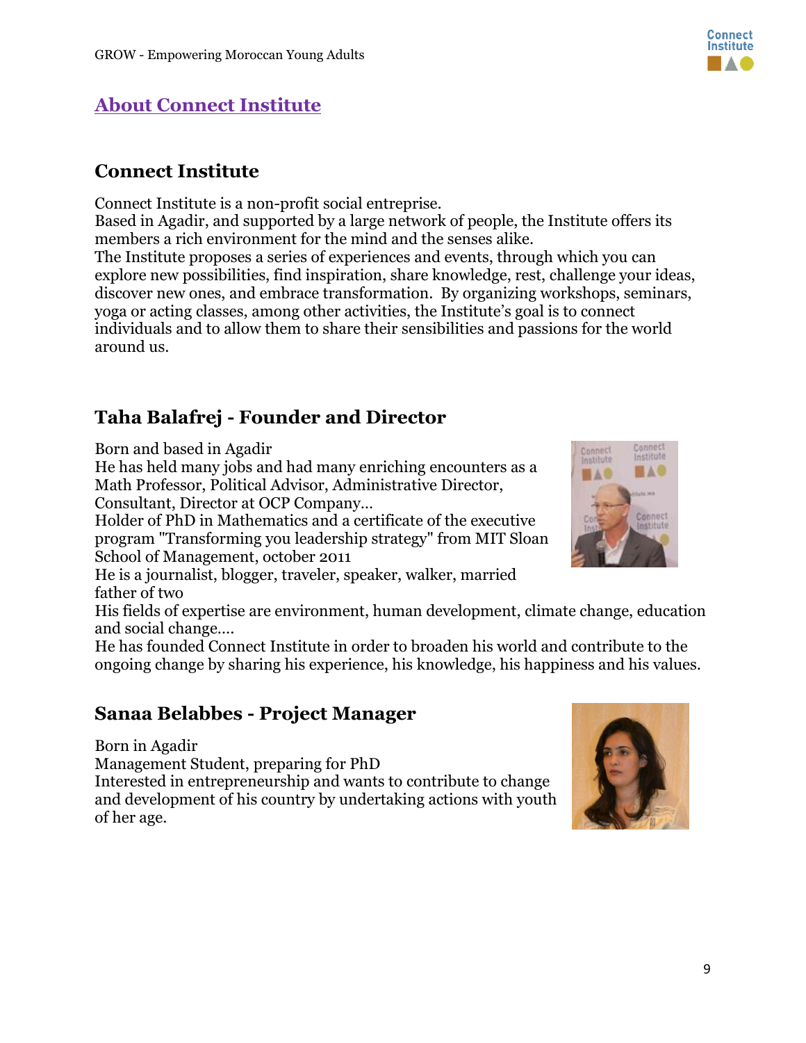## About Connect Institute

### Connect Institute

Connect Institute is a non-profit social entreprise.
Based in Agadir, and supported by a large network of people, the Institute offers its members a rich environment for the mind and the senses alike.
The Institute proposes a series of experiences and events, through which you can explore new possibilities, find inspiration, share knowledge, rest, challenge your ideas, discover new ones, and embrace transformation. By organizing workshops, seminars, yoga or acting classes, among other activities, the Institute's goal is to connect individuals and to allow them to share their sensibilities and passions for the world around us.

### Taha Balafrej - Founder and Director

Born and based in Agadir
He has held many jobs and had many enriching encounters as a Math Professor, Political Advisor, Administrative Director, Consultant, Director at OCP Company…
Holder of PhD in Mathematics and a certificate of the executive program "Transforming you leadership strategy" from MIT Sloan School of Management, october 2011
He is a journalist, blogger, traveler, speaker, walker, married father of two
His fields of expertise are environment, human development, climate change, education and social change….
He has founded Connect Institute in order to broaden his world and contribute to the ongoing change by sharing his experience, his knowledge, his happiness and his values.

### Sanaa Belabbes - Project Manager

Born in Agadir
Management Student, preparing for PhD
Interested in entrepreneurship and wants to contribute to change and development of his country by undertaking actions with youth of her age.